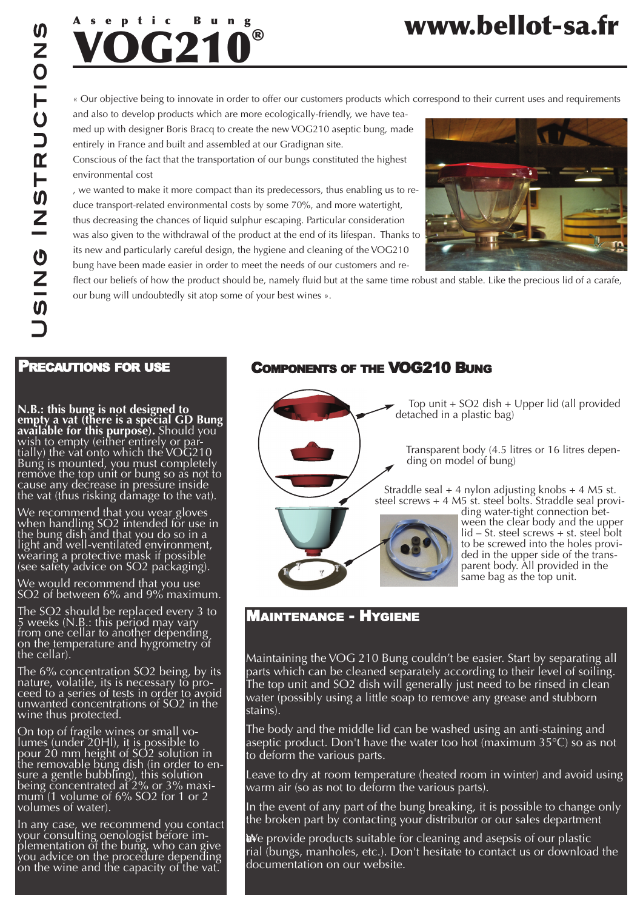USING INSTRUCTIONS

# Aseptic Bung VOG210®

www.bellot-sa.fr

« Our objective being to innovate in order to offer our customers products which correspond to their current uses and requirements and also to develop products which are more ecologically-friendly, we have teamed up with designer Boris Bracq to create the new VOG210 aseptic bung, made entirely in France and built and assembled at our Gradignan site.

Conscious of the fact that the transportation of our bungs constituted the highest environmental cost

, we wanted to make it more compact than its predecessors, thus enabling us to reduce transport-related environmental costs by some 70%, and more watertight, thus decreasing the chances of liquid sulphur escaping. Particular consideration was also given to the withdrawal of the product at the end of its lifespan. Thanks to its new and particularly careful design, the hygiene and cleaning of the VOG210 bung have been made easier in order to meet the needs of our customers and reflect our beliefs of how the product should be, namely fluid but at the same time robust and stable. Like the precious lid of a carafe, our bung will undoubtedly sit atop some of your best wines ».

## Precautions for use

**N.B.: this bung is not designed to empty a vat (there is a special GD Bung available for this purpose).** Should you wish to empty (either entirely or partially) the vat onto which the VOG210 Bung is mounted, you must completely remove the top unit or bung so as not to cause any decrease in pressure inside the vat (thus risking damage to the vat).

We recommend that you wear gloves when handling $SO_2$ intended for use in the bung dish and that you do so in a light and well-ventilated environment, wearing a protective mask if possible (see safety advice on $SO_2$ packaging).

We would recommend that you use $SO_2$ of between 6% and 9% maximum.

The $SO_2$ should be replaced every 3 to 5 weeks (N.B.: this period may vary from one cellar to another depending on the temperature and hygrometry of the cellar).

The 6% concentration $SO_2$ being, by its nature, volatile, its is necessary to proceed to a series of tests in order to avoid unwanted concentrations of $SO_2$ in the wine thus protected.

On top of fragile wines or small volumes (under 20Hl), it is possible to pour 20 mm height of $SO_2$ solution in the removable bung dish (in order to ensure a gentle bubbling), this solution being concentrated at 2% or 3% maximum (1 volume of 6% $SO_2$ for 1 or 2 volumes of water).

In any case, we recommend you contact your consulting oenologist before implementation of the bung, who can give you advice on the procedure depending on the wine and the capacity of the vat.

## Components of the VOG210 Bung

Top unit + $SO_2$ dish + Upper lid (all provided detached in a plastic bag)

Transparent body (4.5 litres or 16 litres depending on model of bung)

Straddle seal + 4 nylon adjusting knobs + 4 M5 st. steel screws + 4 M5 st. steel bolts. Straddle seal providing water-tight connection between the clear body and the upper lid – St. steel screws + st. steel bolt to be screwed into the holes provided in the upper side of the transparent body. All provided in the same bag as the top unit.

## Maintenance - Hygiene

Maintaining the VOG 210 Bung couldn't be easier. Start by separating all parts which can be cleaned separately according to their level of soiling. The top unit and $SO_2$ dish will generally just need to be rinsed in clean water (possibly using a little soap to remove any grease and stubborn stains).

The body and the middle lid can be washed using an anti-staining and aseptic product. Don't have the water too hot (maximum 35°C) so as not to deform the various parts.

Leave to dry at room temperature (heated room in winter) and avoid using warm air (so as not to deform the various parts).

In the event of any part of the bung breaking, it is possible to change only the broken part by contacting your distributor or our sales department

We provide products suitable for cleaning and asepsis of our plastic material (bungs, manholes, etc.). Don't hesitate to contact us or download the documentation on our website.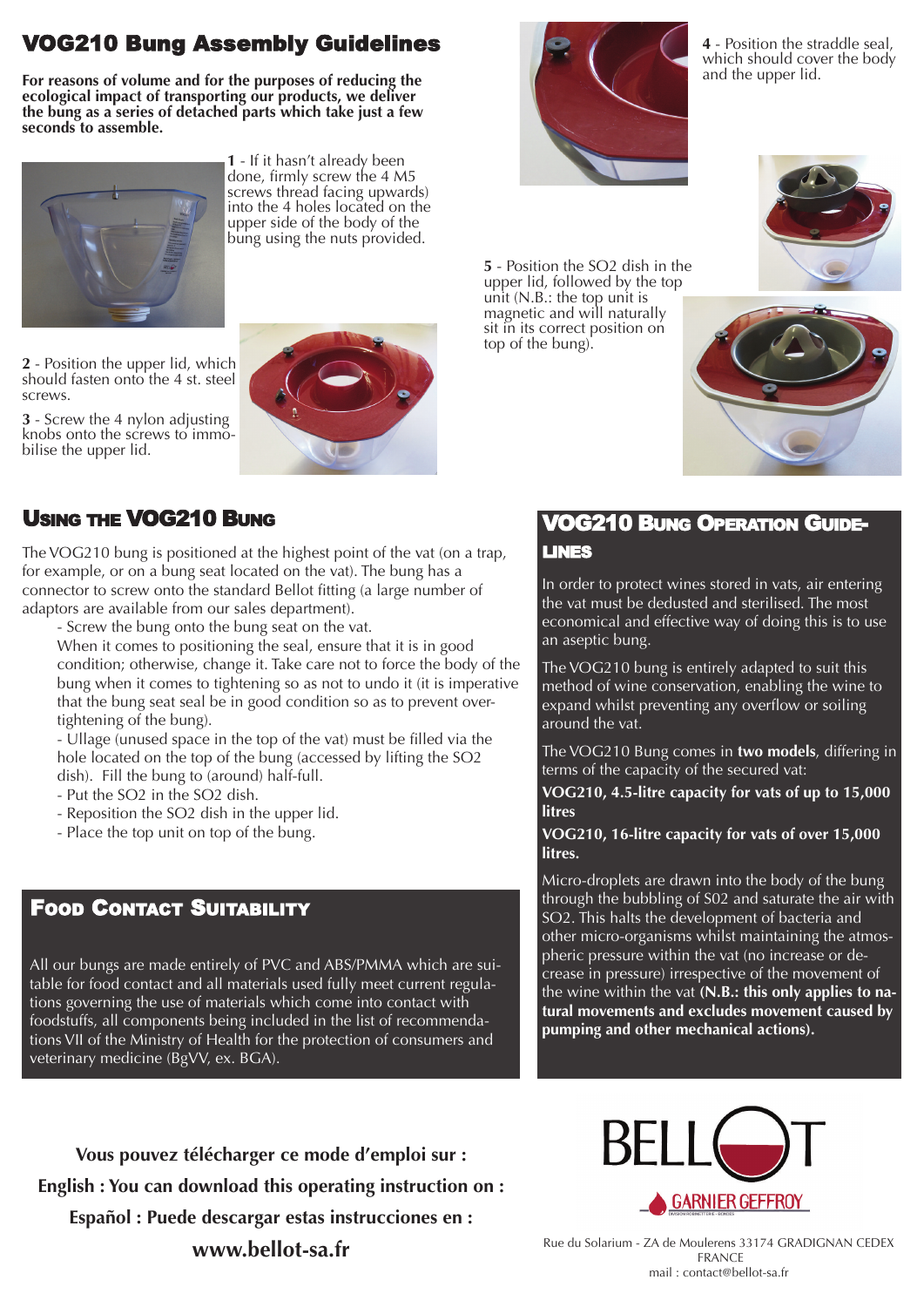# VOG210 Bung Assembly Guidelines

**For reasons of volume and for the purposes of reducing the ecological impact of transporting our products, we deliver the bung as a series of detached parts which take just a few seconds to assemble.**

**1** - If it hasn't already been done, firmly screw the 4 M5 screws thread facing upwards) into the 4 holes located on the upper side of the body of the bung using the nuts provided.

**2** - Position the upper lid, which should fasten onto the 4 st. steel screws.

**3** - Screw the 4 nylon adjusting knobs onto the screws to immobilise the upper lid.

**4** - Position the straddle seal, which should cover the body and the upper lid.

**5** - Position the SO2 dish in the upper lid, followed by the top unit (N.B.: the top unit is magnetic and will naturally sit in its correct position on top of the bung).

## Using the VOG210 Bung

The VOG210 bung is positioned at the highest point of the vat (on a trap, for example, or on a bung seat located on the vat). The bung has a connector to screw onto the standard Bellot fitting (a large number of adaptors are available from our sales department).

- Screw the bung onto the bung seat on the vat.
  When it comes to positioning the seal, ensure that it is in good condition; otherwise, change it. Take care not to force the body of the bung when it comes to tightening so as not to undo it (it is imperative that the bung seat seal be in good condition so as to prevent over-tightening of the bung).
- Ullage (unused space in the top of the vat) must be filled via the hole located on the top of the bung (accessed by lifting the SO2 dish). Fill the bung to (around) half-full.
- Put the SO2 in the SO2 dish.
- Reposition the SO2 dish in the upper lid.
- Place the top unit on top of the bung.

## Food Contact Suitability

All our bungs are made entirely of PVC and ABS/PMMA which are suitable for food contact and all materials used fully meet current regulations governing the use of materials which come into contact with foodstuffs, all components being included in the list of recommendations VII of the Ministry of Health for the protection of consumers and veterinary medicine (BgVV, ex. BGA).

## VOG210 Bung Operation Guidelines

In order to protect wines stored in vats, air entering the vat must be dedusted and sterilised. The most economical and effective way of doing this is to use an aseptic bung.

The VOG210 bung is entirely adapted to suit this method of wine conservation, enabling the wine to expand whilst preventing any overflow or soiling around the vat.

The VOG210 Bung comes in **two models**, differing in terms of the capacity of the secured vat:

**VOG210, 4.5-litre capacity for vats of up to 15,000 litres**

**VOG210, 16-litre capacity for vats of over 15,000 litres.**

Micro-droplets are drawn into the body of the bung through the bubbling of S02 and saturate the air with SO2. This halts the development of bacteria and other micro-organisms whilst maintaining the atmospheric pressure within the vat (no increase or decrease in pressure) irrespective of the movement of the wine within the vat **(N.B.: this only applies to natural movements and excludes movement caused by pumping and other mechanical actions).**

**Vous pouvez télécharger ce mode d'emploi sur :**
**English : You can download this operating instruction on :**
**Español : Puede descargar estas instrucciones en :**
**www.bellot-sa.fr**

BELLOT
GARNIER GEFFROY

Rue du Solarium - ZA de Moulerens 33174 GRADIGNAN CEDEX
FRANCE
mail : contact@bellot-sa.fr